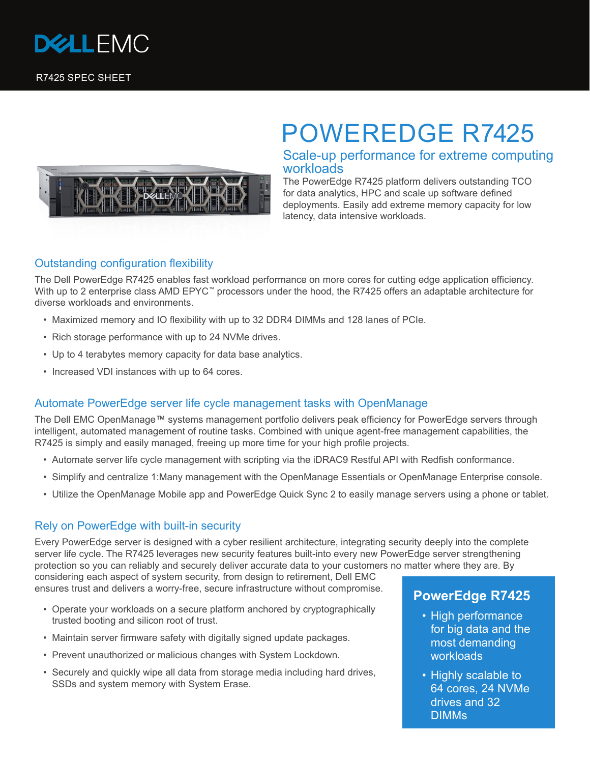DELL EMC

R7425 SPEC SHEET

# POWEREDGE R7425

## Scale-up performance for extreme computing workloads

The PowerEdge R7425 platform delivers outstanding TCO for data analytics, HPC and scale up software defined deployments. Easily add extreme memory capacity for low latency, data intensive workloads.

### Outstanding configuration flexibility

The Dell PowerEdge R7425 enables fast workload performance on more cores for cutting edge application efficiency. With up to 2 enterprise class AMD EPYC™ processors under the hood, the R7425 offers an adaptable architecture for diverse workloads and environments.

- Maximized memory and IO flexibility with up to 32 DDR4 DIMMs and 128 lanes of PCIe.
- Rich storage performance with up to 24 NVMe drives.
- Up to 4 terabytes memory capacity for data base analytics.
- Increased VDI instances with up to 64 cores.

### Automate PowerEdge server life cycle management tasks with OpenManage

The Dell EMC OpenManage™ systems management portfolio delivers peak efficiency for PowerEdge servers through intelligent, automated management of routine tasks. Combined with unique agent-free management capabilities, the R7425 is simply and easily managed, freeing up more time for your high profile projects.

- Automate server life cycle management with scripting via the iDRAC9 Restful API with Redfish conformance.
- Simplify and centralize 1:Many management with the OpenManage Essentials or OpenManage Enterprise console.
- Utilize the OpenManage Mobile app and PowerEdge Quick Sync 2 to easily manage servers using a phone or tablet.

### Rely on PowerEdge with built-in security

Every PowerEdge server is designed with a cyber resilient architecture, integrating security deeply into the complete server life cycle. The R7425 leverages new security features built-into every new PowerEdge server strengthening protection so you can reliably and securely deliver accurate data to your customers no matter where they are. By considering each aspect of system security, from design to retirement, Dell EMC ensures trust and delivers a worry-free, secure infrastructure without compromise.

- Operate your workloads on a secure platform anchored by cryptographically trusted booting and silicon root of trust.
- Maintain server firmware safety with digitally signed update packages.
- Prevent unauthorized or malicious changes with System Lockdown.
- Securely and quickly wipe all data from storage media including hard drives, SSDs and system memory with System Erase.

### PowerEdge R7425

- High performance for big data and the most demanding workloads
- Highly scalable to 64 cores, 24 NVMe drives and 32 DIMMs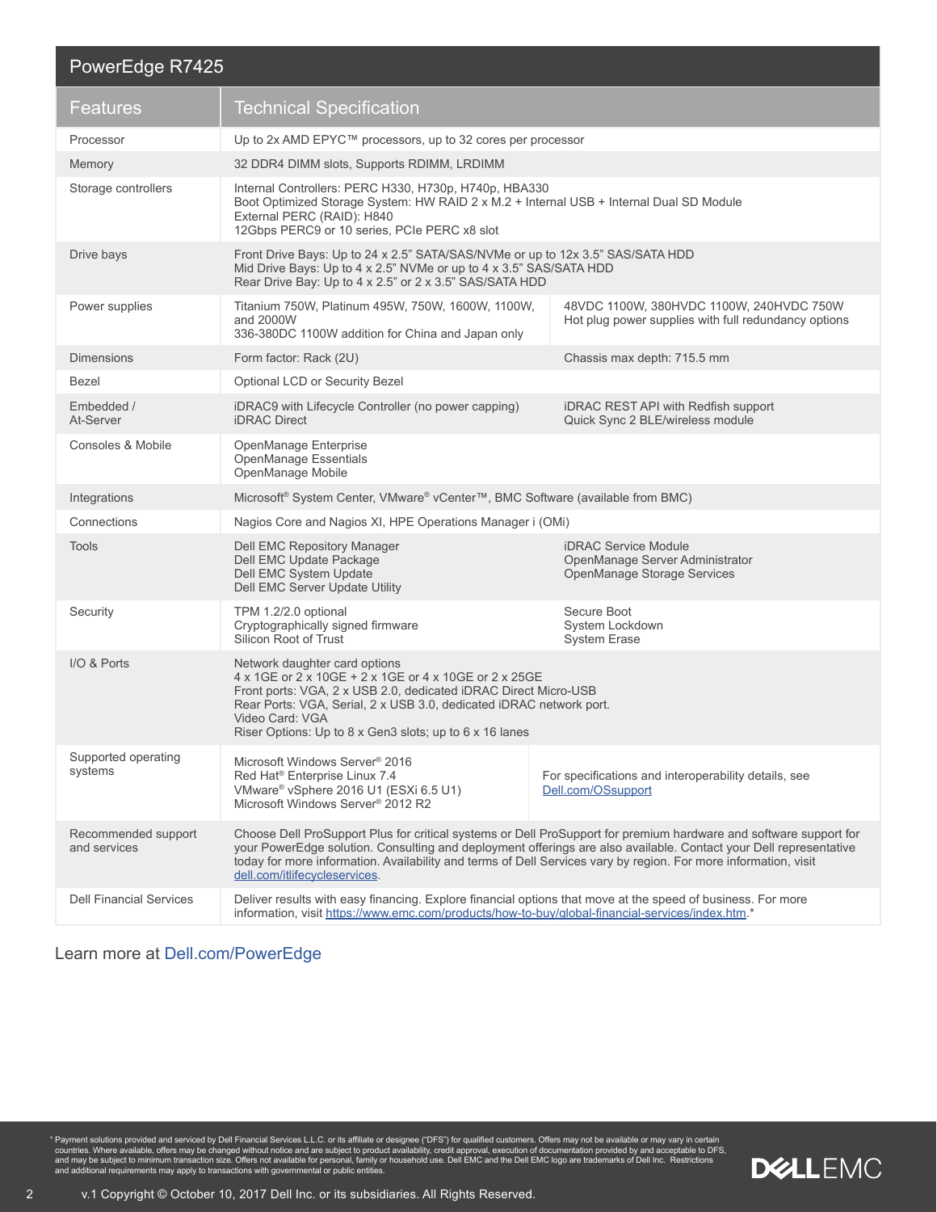## PowerEdge R7425

| Features | Technical Specification | |
|---|---|---|
| Processor | Up to 2x AMD EPYC™ processors, up to 32 cores per processor | |
| Memory | 32 DDR4 DIMM slots, Supports RDIMM, LRDIMM | |
| Storage controllers | Internal Controllers: PERC H330, H730p, H740p, HBA330<br>Boot Optimized Storage System: HW RAID 2 x M.2 + Internal USB + Internal Dual SD Module<br>External PERC (RAID): H840<br>12Gbps PERC9 or 10 series, PCIe PERC x8 slot | |
| Drive bays | Front Drive Bays: Up to 24 x 2.5" SATA/SAS/NVMe or up to 12x 3.5" SAS/SATA HDD<br>Mid Drive Bays: Up to 4 x 2.5" NVMe or up to 4 x 3.5" SAS/SATA HDD<br>Rear Drive Bay: Up to 4 x 2.5" or 2 x 3.5" SAS/SATA HDD | |
| Power supplies | Titanium 750W, Platinum 495W, 750W, 1600W, 1100W, and 2000W<br>336-380DC 1100W addition for China and Japan only | 48VDC 1100W, 380HVDC 1100W, 240HVDC 750W<br>Hot plug power supplies with full redundancy options |
| Dimensions | Form factor: Rack (2U) | Chassis max depth: 715.5 mm |
| Bezel | Optional LCD or Security Bezel | |
| Embedded / At-Server | iDRAC9 with Lifecycle Controller (no power capping)<br>iDRAC Direct | iDRAC REST API with Redfish support<br>Quick Sync 2 BLE/wireless module |
| Consoles & Mobile | OpenManage Enterprise<br>OpenManage Essentials<br>OpenManage Mobile | |
| Integrations | Microsoft® System Center, VMware® vCenter™, BMC Software (available from BMC) | |
| Connections | Nagios Core and Nagios XI, HPE Operations Manager i (OMi) | |
| Tools | Dell EMC Repository Manager<br>Dell EMC Update Package<br>Dell EMC System Update<br>Dell EMC Server Update Utility | iDRAC Service Module<br>OpenManage Server Administrator<br>OpenManage Storage Services |
| Security | TPM 1.2/2.0 optional<br>Cryptographically signed firmware<br>Silicon Root of Trust | Secure Boot<br>System Lockdown<br>System Erase |
| I/O & Ports | Network daughter card options<br>4 x 1GE or 2 x 10GE + 2 x 1GE or 4 x 10GE or 2 x 25GE<br>Front ports: VGA, 2 x USB 2.0, dedicated iDRAC Direct Micro-USB<br>Rear Ports: VGA, Serial, 2 x USB 3.0, dedicated iDRAC network port.<br>Video Card: VGA<br>Riser Options: Up to 8 x Gen3 slots; up to 6 x 16 lanes | |
| Supported operating systems | Microsoft Windows Server® 2016<br>Red Hat® Enterprise Linux 7.4<br>VMware® vSphere 2016 U1 (ESXi 6.5 U1)<br>Microsoft Windows Server® 2012 R2 | For specifications and interoperability details, see Dell.com/OSsupport |
| Recommended support and services | Choose Dell ProSupport Plus for critical systems or Dell ProSupport for premium hardware and software support for your PowerEdge solution. Consulting and deployment offerings are also available. Contact your Dell representative today for more information. Availability and terms of Dell Services vary by region. For more information, visit dell.com/itlifecycleservices. | |
| Dell Financial Services | Deliver results with easy financing. Explore financial options that move at the speed of business. For more information, visit https://www.emc.com/products/how-to-buy/global-financial-services/index.htm.* | |

Learn more at Dell.com/PowerEdge

* Payment solutions provided and serviced by Dell Financial Services L.L.C. or its affiliate or designee ("DFS") for qualified customers. Offers may not be available or may vary in certain countries. Where available, offers may be changed without notice and are subject to product availability, credit approval, execution of documentation provided by and acceptable to DFS, and may be subject to minimum transaction size. Offers not available for personal, family or household use. Dell EMC and the Dell EMC logo are trademarks of Dell Inc. Restrictions and additional requirements may apply to transactions with governmental or public entities.

DELL EMC

v.1 Copyright © October 10, 2017 Dell Inc. or its subsidiaries. All Rights Reserved.